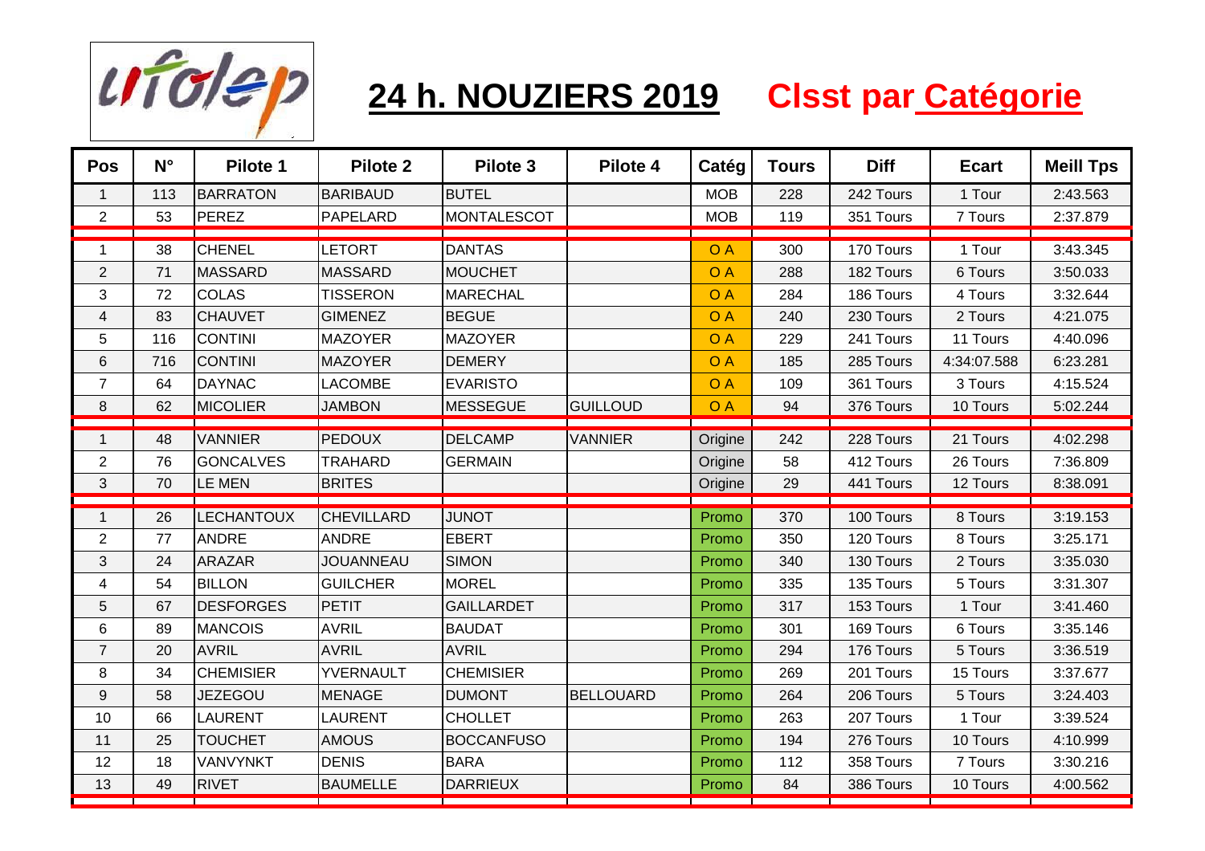ufolep

# 24 h. NOUZIERS 2019 Clsst par Catégorie

| Pos | N° | Pilote 1 | Pilote 2 | Pilote 3 | Pilote 4 | Catég | Tours | Diff | Ecart | Meill Tps |
|---|---|---|---|---|---|---|---|---|---|---|
| 1 | 113 | BARRATON | BARIBAUD | BUTEL | | MOB | 228 | 242 Tours | 1 Tour | 2:43.563 |
| 2 | 53 | PEREZ | PAPELARD | MONTALESCOT | | MOB | 119 | 351 Tours | 7 Tours | 2:37.879 |
| 1 | 38 | CHENEL | LETORT | DANTAS | | O A | 300 | 170 Tours | 1 Tour | 3:43.345 |
| 2 | 71 | MASSARD | MASSARD | MOUCHET | | O A | 288 | 182 Tours | 6 Tours | 3:50.033 |
| 3 | 72 | COLAS | TISSERON | MARECHAL | | O A | 284 | 186 Tours | 4 Tours | 3:32.644 |
| 4 | 83 | CHAUVET | GIMENEZ | BEGUE | | O A | 240 | 230 Tours | 2 Tours | 4:21.075 |
| 5 | 116 | CONTINI | MAZOYER | MAZOYER | | O A | 229 | 241 Tours | 11 Tours | 4:40.096 |
| 6 | 716 | CONTINI | MAZOYER | DEMERY | | O A | 185 | 285 Tours | 4:34:07.588 | 6:23.281 |
| 7 | 64 | DAYNAC | LACOMBE | EVARISTO | | O A | 109 | 361 Tours | 3 Tours | 4:15.524 |
| 8 | 62 | MICOLIER | JAMBON | MESSEGUE | GUILLOUD | O A | 94 | 376 Tours | 10 Tours | 5:02.244 |
| 1 | 48 | VANNIER | PEDOUX | DELCAMP | VANNIER | Origine | 242 | 228 Tours | 21 Tours | 4:02.298 |
| 2 | 76 | GONCALVES | TRAHARD | GERMAIN | | Origine | 58 | 412 Tours | 26 Tours | 7:36.809 |
| 3 | 70 | LE MEN | BRITES | | | Origine | 29 | 441 Tours | 12 Tours | 8:38.091 |
| 1 | 26 | LECHANTOUX | CHEVILLARD | JUNOT | | Promo | 370 | 100 Tours | 8 Tours | 3:19.153 |
| 2 | 77 | ANDRE | ANDRE | EBERT | | Promo | 350 | 120 Tours | 8 Tours | 3:25.171 |
| 3 | 24 | ARAZAR | JOUANNEAU | SIMON | | Promo | 340 | 130 Tours | 2 Tours | 3:35.030 |
| 4 | 54 | BILLON | GUILCHER | MOREL | | Promo | 335 | 135 Tours | 5 Tours | 3:31.307 |
| 5 | 67 | DESFORGES | PETIT | GAILLARDET | | Promo | 317 | 153 Tours | 1 Tour | 3:41.460 |
| 6 | 89 | MANCOIS | AVRIL | BAUDAT | | Promo | 301 | 169 Tours | 6 Tours | 3:35.146 |
| 7 | 20 | AVRIL | AVRIL | AVRIL | | Promo | 294 | 176 Tours | 5 Tours | 3:36.519 |
| 8 | 34 | CHEMISIER | YVERNAULT | CHEMISIER | | Promo | 269 | 201 Tours | 15 Tours | 3:37.677 |
| 9 | 58 | JEZEGOU | MENAGE | DUMONT | BELLOUARD | Promo | 264 | 206 Tours | 5 Tours | 3:24.403 |
| 10 | 66 | LAURENT | LAURENT | CHOLLET | | Promo | 263 | 207 Tours | 1 Tour | 3:39.524 |
| 11 | 25 | TOUCHET | AMOUS | BOCCANFUSO | | Promo | 194 | 276 Tours | 10 Tours | 4:10.999 |
| 12 | 18 | VANVYNKT | DENIS | BARA | | Promo | 112 | 358 Tours | 7 Tours | 3:30.216 |
| 13 | 49 | RIVET | BAUMELLE | DARRIEUX | | Promo | 84 | 386 Tours | 10 Tours | 4:00.562 |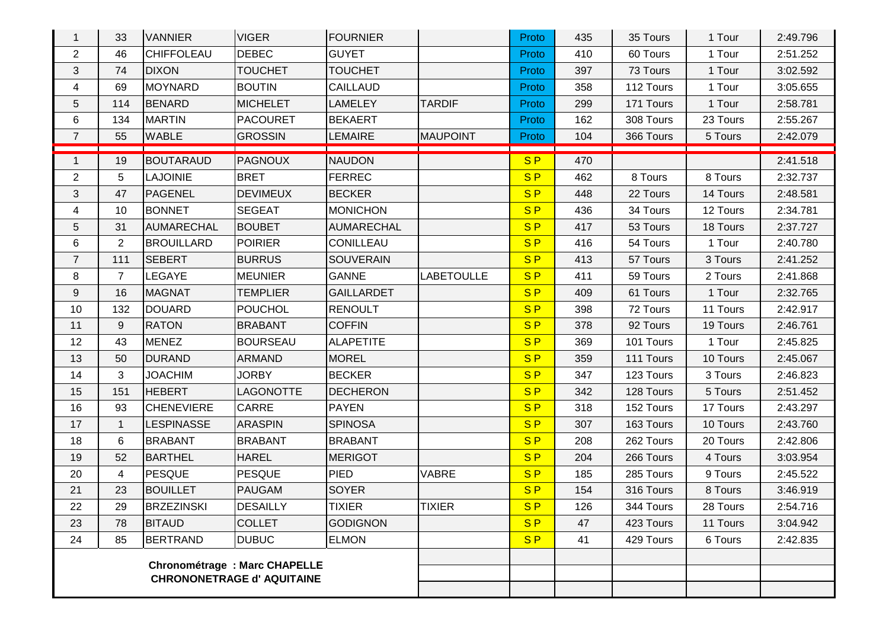| | | | | | | | | | | |
|---|---|---|---|---|---|---|---|---|---|---|
| 1 | 33 | VANNIER | VIGER | FOURNIER | | Proto | 435 | 35 Tours | 1 Tour | 2:49.796 |
| 2 | 46 | CHIFFOLEAU | DEBEC | GUYET | | Proto | 410 | 60 Tours | 1 Tour | 2:51.252 |
| 3 | 74 | DIXON | TOUCHET | TOUCHET | | Proto | 397 | 73 Tours | 1 Tour | 3:02.592 |
| 4 | 69 | MOYNARD | BOUTIN | CAILLAUD | | Proto | 358 | 112 Tours | 1 Tour | 3:05.655 |
| 5 | 114 | BENARD | MICHELET | LAMELEY | TARDIF | Proto | 299 | 171 Tours | 1 Tour | 2:58.781 |
| 6 | 134 | MARTIN | PACOURET | BEKAERT | | Proto | 162 | 308 Tours | 23 Tours | 2:55.267 |
| 7 | 55 | WABLE | GROSSIN | LEMAIRE | MAUPOINT | Proto | 104 | 366 Tours | 5 Tours | 2:42.079 |
| 1 | 19 | BOUTARAUD | PAGNOUX | NAUDON | | S P | 470 | | | 2:41.518 |
| 2 | 5 | LAJOINIE | BRET | FERREC | | S P | 462 | 8 Tours | 8 Tours | 2:32.737 |
| 3 | 47 | PAGENEL | DEVIMEUX | BECKER | | S P | 448 | 22 Tours | 14 Tours | 2:48.581 |
| 4 | 10 | BONNET | SEGEAT | MONICHON | | S P | 436 | 34 Tours | 12 Tours | 2:34.781 |
| 5 | 31 | AUMARECHAL | BOUBET | AUMARECHAL | | S P | 417 | 53 Tours | 18 Tours | 2:37.727 |
| 6 | 2 | BROUILLARD | POIRIER | CONILLEAU | | S P | 416 | 54 Tours | 1 Tour | 2:40.780 |
| 7 | 111 | SEBERT | BURRUS | SOUVERAIN | | S P | 413 | 57 Tours | 3 Tours | 2:41.252 |
| 8 | 7 | LEGAYE | MEUNIER | GANNE | LABETOULLE | S P | 411 | 59 Tours | 2 Tours | 2:41.868 |
| 9 | 16 | MAGNAT | TEMPLIER | GAILLARDET | | S P | 409 | 61 Tours | 1 Tour | 2:32.765 |
| 10 | 132 | DOUARD | POUCHOL | RENOULT | | S P | 398 | 72 Tours | 11 Tours | 2:42.917 |
| 11 | 9 | RATON | BRABANT | COFFIN | | S P | 378 | 92 Tours | 19 Tours | 2:46.761 |
| 12 | 43 | MENEZ | BOURSEAU | ALAPETITE | | S P | 369 | 101 Tours | 1 Tour | 2:45.825 |
| 13 | 50 | DURAND | ARMAND | MOREL | | S P | 359 | 111 Tours | 10 Tours | 2:45.067 |
| 14 | 3 | JOACHIM | JORBY | BECKER | | S P | 347 | 123 Tours | 3 Tours | 2:46.823 |
| 15 | 151 | HEBERT | LAGONOTTE | DECHERON | | S P | 342 | 128 Tours | 5 Tours | 2:51.452 |
| 16 | 93 | CHENEVIERE | CARRE | PAYEN | | S P | 318 | 152 Tours | 17 Tours | 2:43.297 |
| 17 | 1 | LESPINASSE | ARASPIN | SPINOSA | | S P | 307 | 163 Tours | 10 Tours | 2:43.760 |
| 18 | 6 | BRABANT | BRABANT | BRABANT | | S P | 208 | 262 Tours | 20 Tours | 2:42.806 |
| 19 | 52 | BARTHEL | HAREL | MERIGOT | | S P | 204 | 266 Tours | 4 Tours | 3:03.954 |
| 20 | 4 | PESQUE | PESQUE | PIED | VABRE | S P | 185 | 285 Tours | 9 Tours | 2:45.522 |
| 21 | 23 | BOUILLET | PAUGAM | SOYER | | S P | 154 | 316 Tours | 8 Tours | 3:46.919 |
| 22 | 29 | BRZEZINSKI | DESAILLY | TIXIER | TIXIER | S P | 126 | 344 Tours | 28 Tours | 2:54.716 |
| 23 | 78 | BITAUD | COLLET | GODIGNON | | S P | 47 | 423 Tours | 11 Tours | 3:04.942 |
| 24 | 85 | BERTRAND | DUBUC | ELMON | | S P | 41 | 429 Tours | 6 Tours | 2:42.835 |

**Chronométrage : Marc CHAPELLE**
**CHRONONETRAGE d' AQUITAINE**